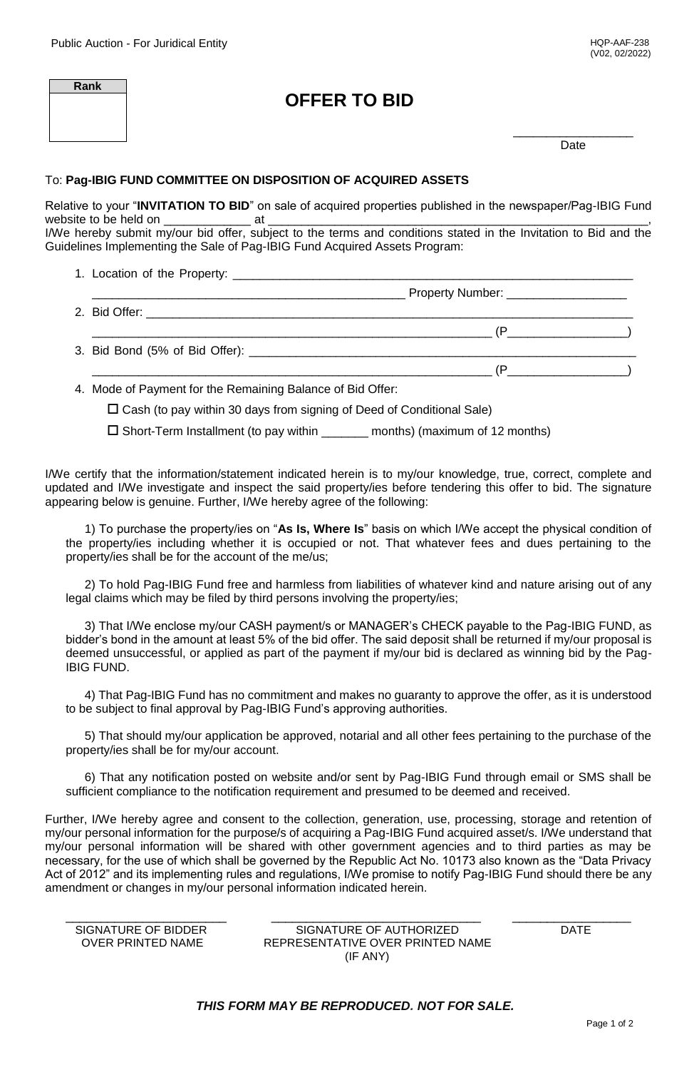Public Auction - For Juridical Entity

HQP-AAF-238
(V02, 02/2022)

| Rank |
| --- |
| |

# OFFER TO BID

_________________
Date

To: **Pag-IBIG FUND COMMITTEE ON DISPOSITION OF ACQUIRED ASSETS**

Relative to your "**INVITATION TO BID**" on sale of acquired properties published in the newspaper/Pag-IBIG Fund website to be held on _____________ at ____________________________________________________________, I/We hereby submit my/our bid offer, subject to the terms and conditions stated in the Invitation to Bid and the Guidelines Implementing the Sale of Pag-IBIG Fund Acquired Assets Program:

1. Location of the Property: ______________________________________________________________
   _______________________________________________ Property Number: __________________
2. Bid Offer: _________________________________________________________________________
   ____________________________________________________________ (P_________________)
3. Bid Bond (5% of Bid Offer): ____________________________________________________________
   ____________________________________________________________ (P_________________)
4. Mode of Payment for the Remaining Balance of Bid Offer:

   ☐ Cash (to pay within 30 days from signing of Deed of Conditional Sale)

   ☐ Short-Term Installment (to pay within _______ months) (maximum of 12 months)

I/We certify that the information/statement indicated herein is to my/our knowledge, true, correct, complete and updated and I/We investigate and inspect the said property/ies before tendering this offer to bid. The signature appearing below is genuine. Further, I/We hereby agree of the following:

1) To purchase the property/ies on "**As Is, Where Is**" basis on which I/We accept the physical condition of the property/ies including whether it is occupied or not. That whatever fees and dues pertaining to the property/ies shall be for the account of the me/us;

2) To hold Pag-IBIG Fund free and harmless from liabilities of whatever kind and nature arising out of any legal claims which may be filed by third persons involving the property/ies;

3) That I/We enclose my/our CASH payment/s or MANAGER's CHECK payable to the Pag-IBIG FUND, as bidder's bond in the amount at least 5% of the bid offer. The said deposit shall be returned if my/our proposal is deemed unsuccessful, or applied as part of the payment if my/our bid is declared as winning bid by the Pag-IBIG FUND.

4) That Pag-IBIG Fund has no commitment and makes no guaranty to approve the offer, as it is understood to be subject to final approval by Pag-IBIG Fund's approving authorities.

5) That should my/our application be approved, notarial and all other fees pertaining to the purchase of the property/ies shall be for my/our account.

6) That any notification posted on website and/or sent by Pag-IBIG Fund through email or SMS shall be sufficient compliance to the notification requirement and presumed to be deemed and received.

Further, I/We hereby agree and consent to the collection, generation, use, processing, storage and retention of my/our personal information for the purpose/s of acquiring a Pag-IBIG Fund acquired asset/s. I/We understand that my/our personal information will be shared with other government agencies and to third parties as may be necessary, for the use of which shall be governed by the Republic Act No. 10173 also known as the "Data Privacy Act of 2012" and its implementing rules and regulations, I/We promise to notify Pag-IBIG Fund should there be any amendment or changes in my/our personal information indicated herein.

| _________________________ | _______________________________ | __________________ |
| --- | --- | --- |
| SIGNATURE OF BIDDER OVER PRINTED NAME | SIGNATURE OF AUTHORIZED REPRESENTATIVE OVER PRINTED NAME (IF ANY) | DATE |

***THIS FORM MAY BE REPRODUCED. NOT FOR SALE.***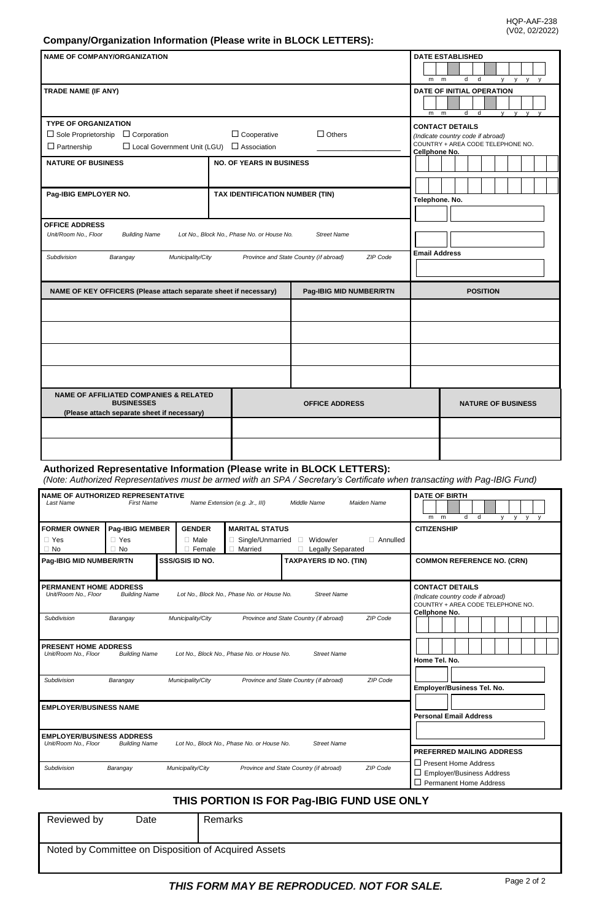HQP-AAF-238
(V02, 02/2022)

## Company/Organization Information (Please write in BLOCK LETTERS):

| | |
|---|---|
| **NAME OF COMPANY/ORGANIZATION** | **DATE ESTABLISHED** m m d d y y y y |
| **TRADE NAME (IF ANY)** | **DATE OF INITIAL OPERATION** m m d d y y y y |
| **TYPE OF ORGANIZATION** ☐ Sole Proprietorship ☐ Corporation ☐ Cooperative ☐ Others ____ ☐ Partnership ☐ Local Government Unit (LGU) ☐ Association | **CONTACT DETAILS** *(Indicate country code if abroad)* COUNTRY + AREA CODE TELEPHONE NO. **Cellphone No.** |
| **NATURE OF BUSINESS** / **NO. OF YEARS IN BUSINESS** | |
| **Pag-IBIG EMPLOYER NO.** / **TAX IDENTIFICATION NUMBER (TIN)** | **Telephone. No.** |
| **OFFICE ADDRESS** *Unit/Room No., Floor* *Building Name* *Lot No., Block No., Phase No. or House No.* *Street Name* *Subdivision* *Barangay* *Municipality/City* *Province and State Country (if abroad)* *ZIP Code* | **Email Address** |

| NAME OF KEY OFFICERS (Please attach separate sheet if necessary) | Pag-IBIG MID NUMBER/RTN | POSITION |
|---|---|---|
| | | |
| | | |
| | | |
| | | |

| NAME OF AFFILIATED COMPANIES & RELATED BUSINESSES (Please attach separate sheet if necessary) | OFFICE ADDRESS | NATURE OF BUSINESS |
|---|---|---|
| | | |
| | | |

## Authorized Representative Information (Please write in BLOCK LETTERS):

*(Note: Authorized Representatives must be armed with an SPA / Secretary's Certificate when transacting with Pag-IBIG Fund)*

| | | | | |
|---|---|---|---|---|
| **NAME OF AUTHORIZED REPRESENTATIVE** *Last Name* *First Name* *Name Extension (e.g. Jr., III)* *Middle Name* *Maiden Name* | | | | **DATE OF BIRTH** m m d d y y y y |
| **FORMER OWNER** ☐ Yes ☐ No | **Pag-IBIG MEMBER** ☐ Yes ☐ No | **GENDER** ☐ Male ☐ Female | **MARITAL STATUS** ☐ Single/Unmarried ☐ Widow/er ☐ Annulled ☐ Married ☐ Legally Separated | **CITIZENSHIP** |
| **Pag-IBIG MID NUMBER/RTN** | **SSS/GSIS ID NO.** | | **TAXPAYERS ID NO. (TIN)** | **COMMON REFERENCE NO. (CRN)** |
| **PERMANENT HOME ADDRESS** *Unit/Room No., Floor* *Building Name* *Lot No., Block No., Phase No. or House No.* *Street Name* *Subdivision* *Barangay* *Municipality/City* *Province and State Country (if abroad)* *ZIP Code* | | | | **CONTACT DETAILS** *(Indicate country code if abroad)* COUNTRY + AREA CODE TELEPHONE NO. **Cellphone No.** |
| **PRESENT HOME ADDRESS** *Unit/Room No., Floor* *Building Name* *Lot No., Block No., Phase No. or House No.* *Street Name* *Subdivision* *Barangay* *Municipality/City* *Province and State Country (if abroad)* *ZIP Code* | | | | **Home Tel. No.** **Employer/Business Tel. No.** |
| **EMPLOYER/BUSINESS NAME** | | | | **Personal Email Address** |
| **EMPLOYER/BUSINESS ADDRESS** *Unit/Room No., Floor* *Building Name* *Lot No., Block No., Phase No. or House No.* *Street Name* *Subdivision* *Barangay* *Municipality/City* *Province and State Country (if abroad)* *ZIP Code* | | | | **PREFERRED MAILING ADDRESS** ☐ Present Home Address ☐ Employer/Business Address ☐ Permanent Home Address |

## THIS PORTION IS FOR Pag-IBIG FUND USE ONLY

| | | |
|---|---|---|
| Reviewed by | Date | Remarks |
| Noted by Committee on Disposition of Acquired Assets | | |

***THIS FORM MAY BE REPRODUCED. NOT FOR SALE.***